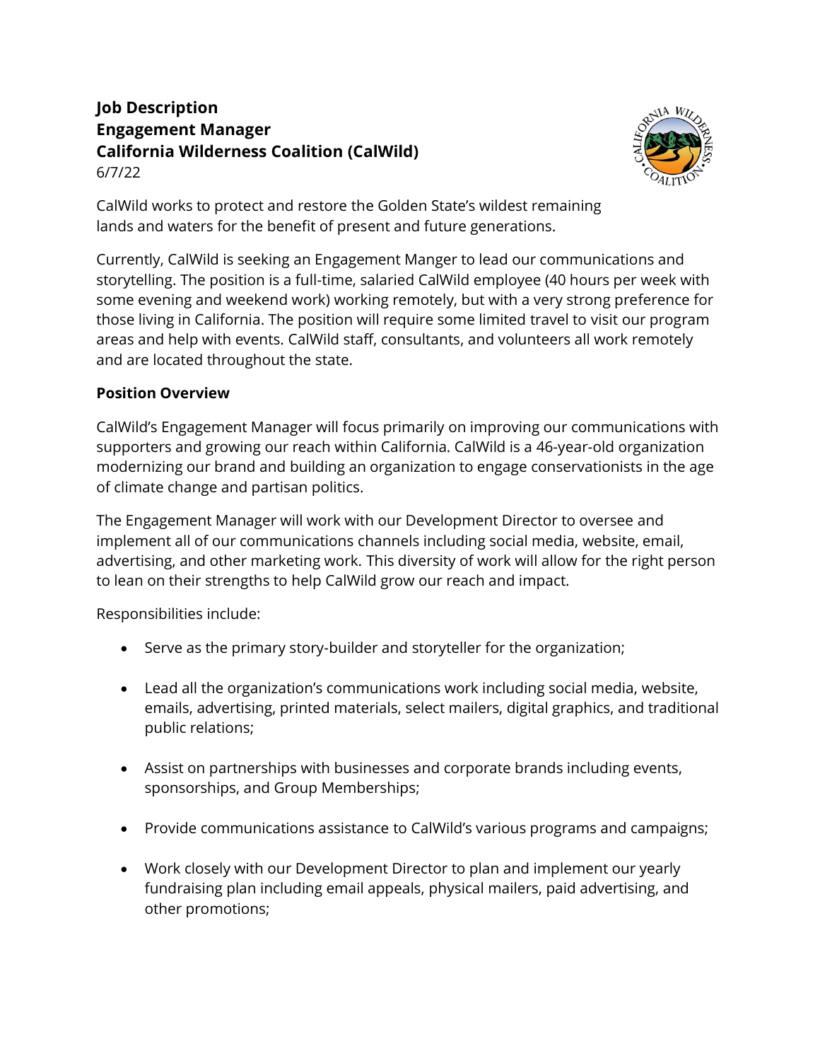**Job Description**
**Engagement Manager**
**California Wilderness Coalition (CalWild)**
6/7/22

CalWild works to protect and restore the Golden State's wildest remaining lands and waters for the benefit of present and future generations.

Currently, CalWild is seeking an Engagement Manger to lead our communications and storytelling. The position is a full-time, salaried CalWild employee (40 hours per week with some evening and weekend work) working remotely, but with a very strong preference for those living in California. The position will require some limited travel to visit our program areas and help with events. CalWild staff, consultants, and volunteers all work remotely and are located throughout the state.

**Position Overview**

CalWild's Engagement Manager will focus primarily on improving our communications with supporters and growing our reach within California. CalWild is a 46-year-old organization modernizing our brand and building an organization to engage conservationists in the age of climate change and partisan politics.

The Engagement Manager will work with our Development Director to oversee and implement all of our communications channels including social media, website, email, advertising, and other marketing work. This diversity of work will allow for the right person to lean on their strengths to help CalWild grow our reach and impact.

Responsibilities include:

- Serve as the primary story-builder and storyteller for the organization;
- Lead all the organization's communications work including social media, website, emails, advertising, printed materials, select mailers, digital graphics, and traditional public relations;
- Assist on partnerships with businesses and corporate brands including events, sponsorships, and Group Memberships;
- Provide communications assistance to CalWild's various programs and campaigns;
- Work closely with our Development Director to plan and implement our yearly fundraising plan including email appeals, physical mailers, paid advertising, and other promotions;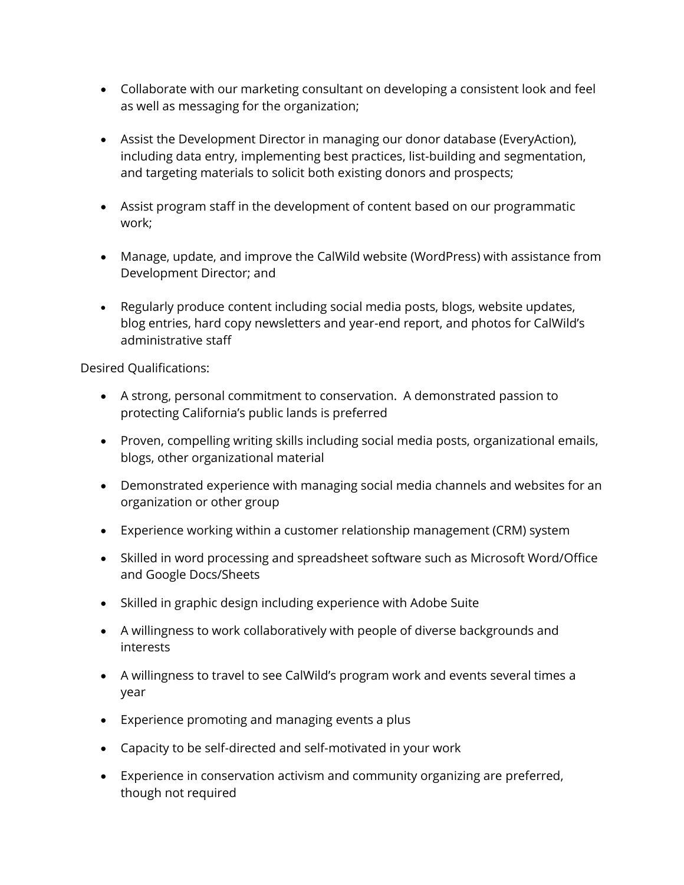- Collaborate with our marketing consultant on developing a consistent look and feel as well as messaging for the organization;

- Assist the Development Director in managing our donor database (EveryAction), including data entry, implementing best practices, list-building and segmentation, and targeting materials to solicit both existing donors and prospects;

- Assist program staff in the development of content based on our programmatic work;

- Manage, update, and improve the CalWild website (WordPress) with assistance from Development Director; and

- Regularly produce content including social media posts, blogs, website updates, blog entries, hard copy newsletters and year-end report, and photos for CalWild's administrative staff

Desired Qualifications:

- A strong, personal commitment to conservation. A demonstrated passion to protecting California's public lands is preferred

- Proven, compelling writing skills including social media posts, organizational emails, blogs, other organizational material

- Demonstrated experience with managing social media channels and websites for an organization or other group

- Experience working within a customer relationship management (CRM) system

- Skilled in word processing and spreadsheet software such as Microsoft Word/Office and Google Docs/Sheets

- Skilled in graphic design including experience with Adobe Suite

- A willingness to work collaboratively with people of diverse backgrounds and interests

- A willingness to travel to see CalWild's program work and events several times a year

- Experience promoting and managing events a plus

- Capacity to be self-directed and self-motivated in your work

- Experience in conservation activism and community organizing are preferred, though not required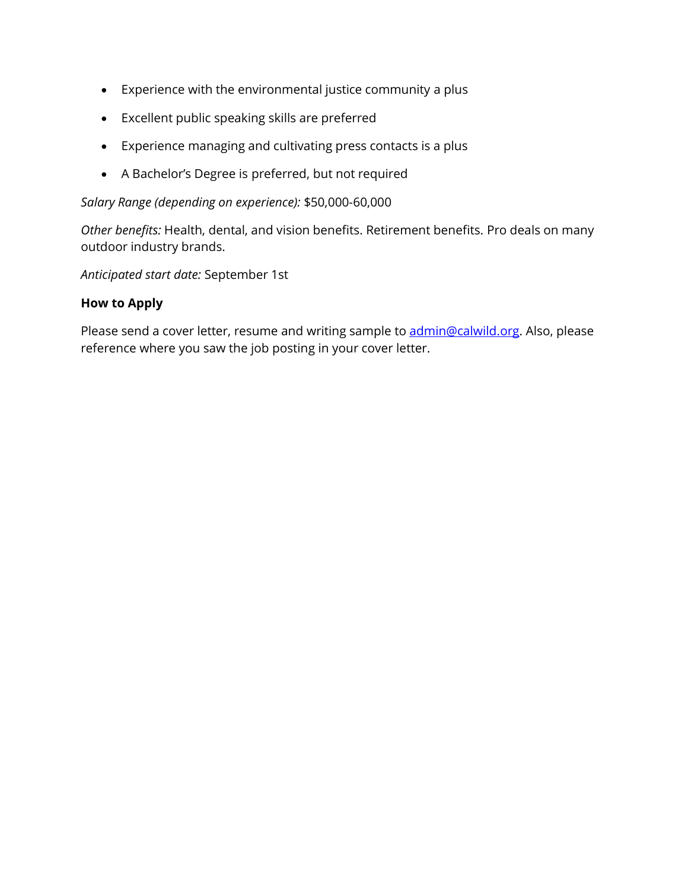- Experience with the environmental justice community a plus
- Excellent public speaking skills are preferred
- Experience managing and cultivating press contacts is a plus
- A Bachelor's Degree is preferred, but not required

*Salary Range (depending on experience):* $50,000-60,000

*Other benefits:* Health, dental, and vision benefits. Retirement benefits. Pro deals on many outdoor industry brands.

*Anticipated start date:* September 1st

**How to Apply**

Please send a cover letter, resume and writing sample to admin@calwild.org. Also, please reference where you saw the job posting in your cover letter.